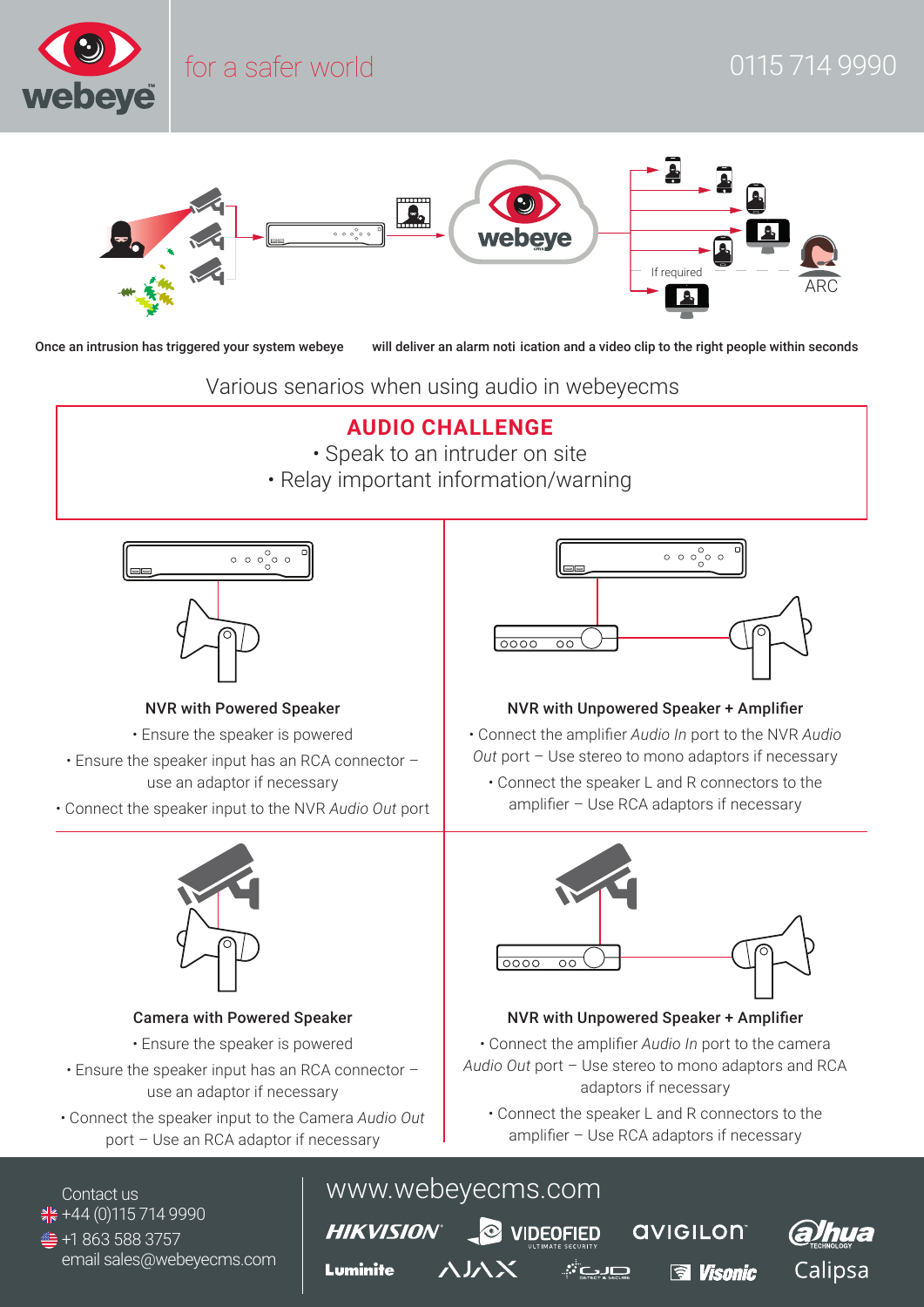for a safer world

0115 714 9990

If required

ARC

Once an intrusion has triggered your system webeye will deliver an alarm noti ication and a video clip to the right people within seconds

Various senarios when using audio in webeyecms

## AUDIO CHALLENGE

- Speak to an intruder on site
- Relay important information/warning

### NVR with Powered Speaker

- Ensure the speaker is powered
- Ensure the speaker input has an RCA connector – use an adaptor if necessary
- Connect the speaker input to the NVR *Audio Out* port

### NVR with Unpowered Speaker + Amplifier

- Connect the amplifier *Audio In* port to the NVR *Audio Out* port – Use stereo to mono adaptors if necessary
- Connect the speaker L and R connectors to the amplifier – Use RCA adaptors if necessary

### Camera with Powered Speaker

- Ensure the speaker is powered
- Ensure the speaker input has an RCA connector – use an adaptor if necessary
- Connect the speaker input to the Camera *Audio Out* port – Use an RCA adaptor if necessary

### NVR with Unpowered Speaker + Amplifier

- Connect the amplifier *Audio In* port to the camera *Audio Out* port – Use stereo to mono adaptors and RCA adaptors if necessary
- Connect the speaker L and R connectors to the amplifier – Use RCA adaptors if necessary

Contact us
+44 (0)115 714 9990
+1 863 588 3757
email sales@webeyecms.com

www.webeyecms.com

HIKVISION VIDEOFIED AVIGILON alhua Luminite AJAX GJD Visonic Calipsa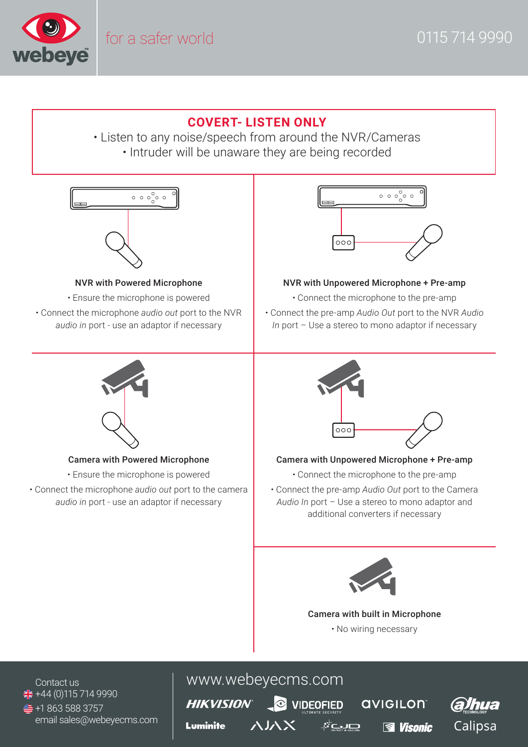webeye

for a safer world

0115 714 9990

## COVERT- LISTEN ONLY

• Listen to any noise/speech from around the NVR/Cameras
• Intruder will be unaware they are being recorded

### NVR with Powered Microphone

• Ensure the microphone is powered
• Connect the microphone *audio out* port to the NVR *audio in* port - use an adaptor if necessary

### NVR with Unpowered Microphone + Pre-amp

• Connect the microphone to the pre-amp
• Connect the pre-amp *Audio Out* port to the NVR *Audio In* port – Use a stereo to mono adaptor if necessary

### Camera with Powered Microphone

• Ensure the microphone is powered
• Connect the microphone *audio out* port to the camera *audio in* port - use an adaptor if necessary

### Camera with Unpowered Microphone + Pre-amp

• Connect the microphone to the pre-amp
• Connect the pre-amp *Audio Out* port to the Camera *Audio In* port – Use a stereo to mono adaptor and additional converters if necessary

### Camera with built in Microphone

• No wiring necessary

Contact us
+44 (0)115 714 9990
+1 863 588 3757
email sales@webeyecms.com

www.webeyecms.com

HIKVISION VIDEOFIED AVIGILON alhua Luminite AJAX GJD Visonic Calipsa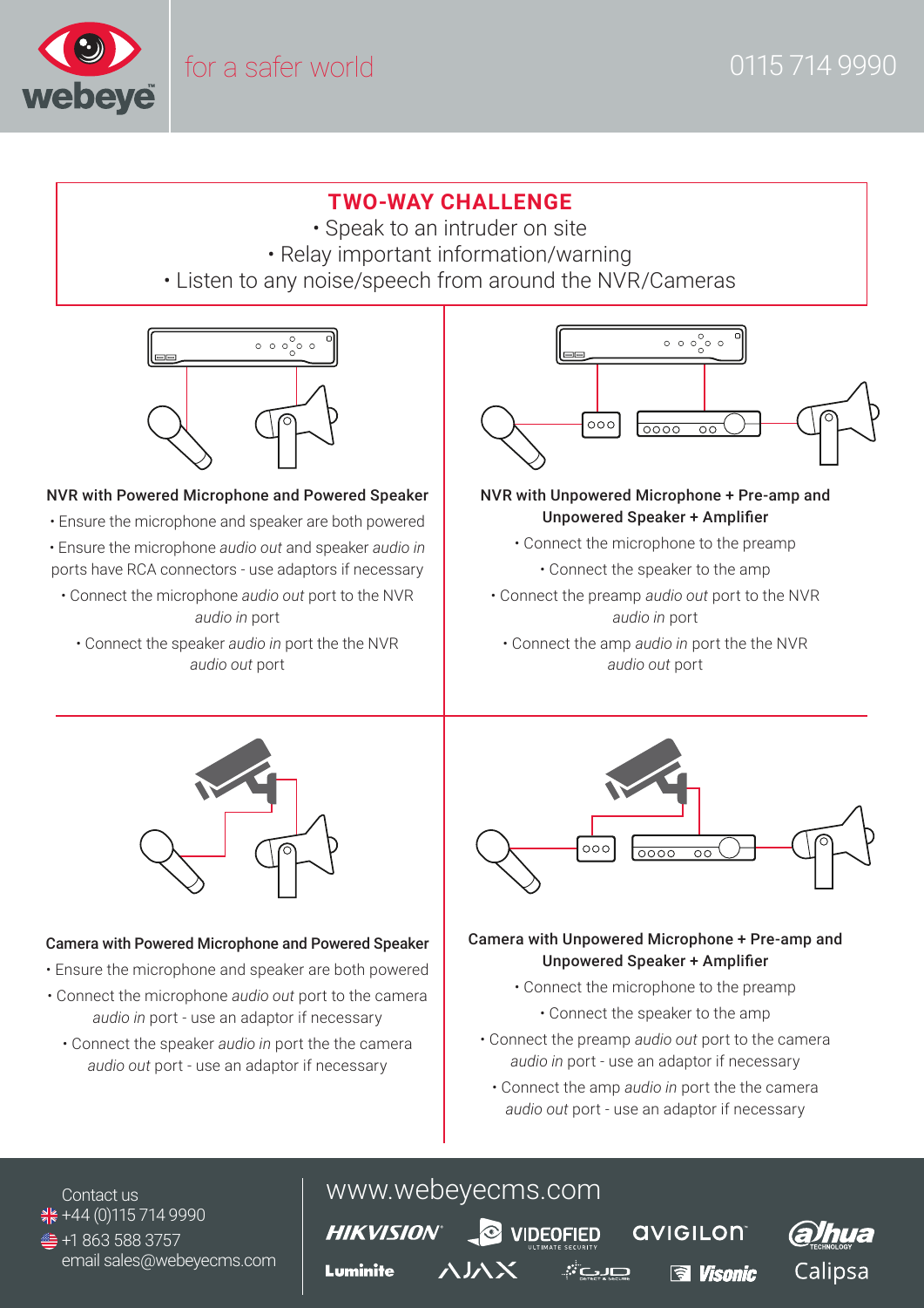## TWO-WAY CHALLENGE

- Speak to an intruder on site
- Relay important information/warning
- Listen to any noise/speech from around the NVR/Cameras

### NVR with Powered Microphone and Powered Speaker

- Ensure the microphone and speaker are both powered
- Ensure the microphone *audio out* and speaker *audio in* ports have RCA connectors - use adaptors if necessary
- Connect the microphone *audio out* port to the NVR *audio in* port
- Connect the speaker *audio in* port the the NVR *audio out* port

### NVR with Unpowered Microphone + Pre-amp and Unpowered Speaker + Amplifier

- Connect the microphone to the preamp
- Connect the speaker to the amp
- Connect the preamp *audio out* port to the NVR *audio in* port
- Connect the amp *audio in* port the the NVR *audio out* port

### Camera with Powered Microphone and Powered Speaker

- Ensure the microphone and speaker are both powered
- Connect the microphone *audio out* port to the camera *audio in* port - use an adaptor if necessary
- Connect the speaker *audio in* port the the camera *audio out* port - use an adaptor if necessary

### Camera with Unpowered Microphone + Pre-amp and Unpowered Speaker + Amplifier

- Connect the microphone to the preamp
- Connect the speaker to the amp
- Connect the preamp *audio out* port to the camera *audio in* port - use an adaptor if necessary
- Connect the amp *audio in* port the the camera *audio out* port - use an adaptor if necessary

Contact us
+44 (0)115 714 9990
+1 863 588 3757
email sales@webeyecms.com

www.webeyecms.com